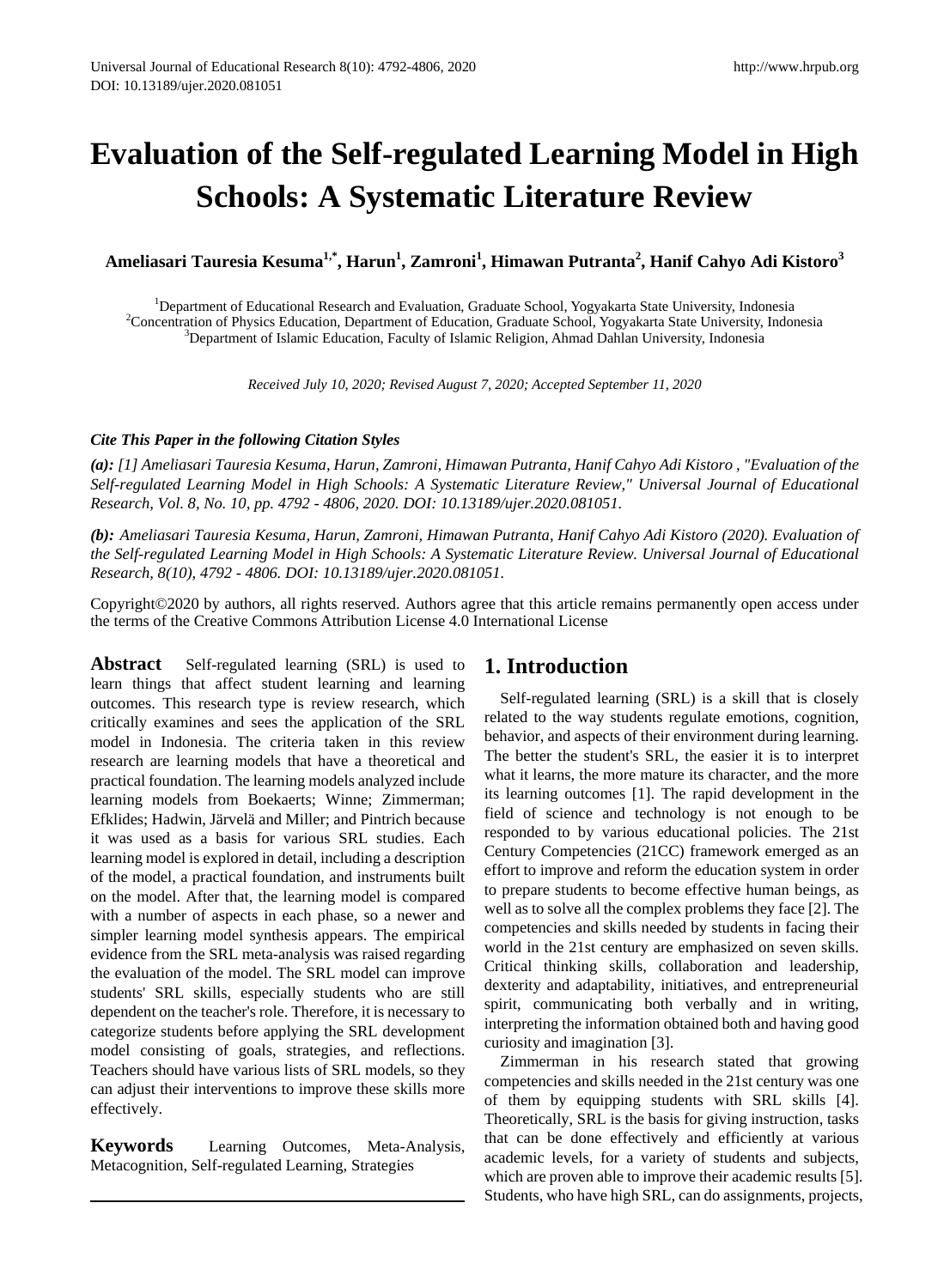# Evaluation of the Self-regulated Learning Model in High Schools: A Systematic Literature Review

**Ameliasari Tauresia Kesuma[1,*], Harun[1], Zamroni[1], Himawan Putranta[2], Hanif Cahyo Adi Kistoro[3]**

[1]Department of Educational Research and Evaluation, Graduate School, Yogyakarta State University, Indonesia
[2]Concentration of Physics Education, Department of Education, Graduate School, Yogyakarta State University, Indonesia
[3]Department of Islamic Education, Faculty of Islamic Religion, Ahmad Dahlan University, Indonesia

*Received July 10, 2020; Revised August 7, 2020; Accepted September 11, 2020*

***Cite This Paper in the following Citation Styles***

***(a):*** *[1] Ameliasari Tauresia Kesuma, Harun, Zamroni, Himawan Putranta, Hanif Cahyo Adi Kistoro , "Evaluation of the Self-regulated Learning Model in High Schools: A Systematic Literature Review," Universal Journal of Educational Research, Vol. 8, No. 10, pp. 4792 - 4806, 2020. DOI: 10.13189/ujer.2020.081051.*

***(b):*** *Ameliasari Tauresia Kesuma, Harun, Zamroni, Himawan Putranta, Hanif Cahyo Adi Kistoro (2020). Evaluation of the Self-regulated Learning Model in High Schools: A Systematic Literature Review. Universal Journal of Educational Research, 8(10), 4792 - 4806. DOI: 10.13189/ujer.2020.081051.*

Copyright©2020 by authors, all rights reserved. Authors agree that this article remains permanently open access under the terms of the Creative Commons Attribution License 4.0 International License

**Abstract** Self-regulated learning (SRL) is used to learn things that affect student learning and learning outcomes. This research type is review research, which critically examines and sees the application of the SRL model in Indonesia. The criteria taken in this review research are learning models that have a theoretical and practical foundation. The learning models analyzed include learning models from Boekaerts; Winne; Zimmerman; Efklides; Hadwin, Järvelä and Miller; and Pintrich because it was used as a basis for various SRL studies. Each learning model is explored in detail, including a description of the model, a practical foundation, and instruments built on the model. After that, the learning model is compared with a number of aspects in each phase, so a newer and simpler learning model synthesis appears. The empirical evidence from the SRL meta-analysis was raised regarding the evaluation of the model. The SRL model can improve students' SRL skills, especially students who are still dependent on the teacher's role. Therefore, it is necessary to categorize students before applying the SRL development model consisting of goals, strategies, and reflections. Teachers should have various lists of SRL models, so they can adjust their interventions to improve these skills more effectively.

**Keywords** Learning Outcomes, Meta-Analysis, Metacognition, Self-regulated Learning, Strategies

## 1. Introduction

Self-regulated learning (SRL) is a skill that is closely related to the way students regulate emotions, cognition, behavior, and aspects of their environment during learning. The better the student's SRL, the easier it is to interpret what it learns, the more mature its character, and the more its learning outcomes [1]. The rapid development in the field of science and technology is not enough to be responded to by various educational policies. The 21st Century Competencies (21CC) framework emerged as an effort to improve and reform the education system in order to prepare students to become effective human beings, as well as to solve all the complex problems they face [2]. The competencies and skills needed by students in facing their world in the 21st century are emphasized on seven skills. Critical thinking skills, collaboration and leadership, dexterity and adaptability, initiatives, and entrepreneurial spirit, communicating both verbally and in writing, interpreting the information obtained both and having good curiosity and imagination [3].

Zimmerman in his research stated that growing competencies and skills needed in the 21st century was one of them by equipping students with SRL skills [4]. Theoretically, SRL is the basis for giving instruction, tasks that can be done effectively and efficiently at various academic levels, for a variety of students and subjects, which are proven able to improve their academic results [5]. Students, who have high SRL, can do assignments, projects,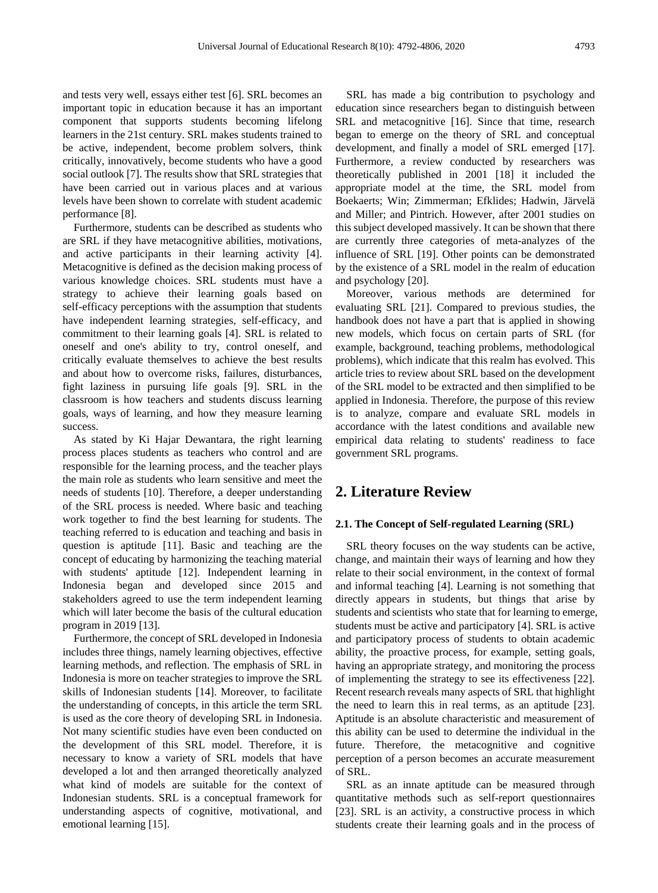and tests very well, essays either test [6]. SRL becomes an important topic in education because it has an important component that supports students becoming lifelong learners in the 21st century. SRL makes students trained to be active, independent, become problem solvers, think critically, innovatively, become students who have a good social outlook [7]. The results show that SRL strategies that have been carried out in various places and at various levels have been shown to correlate with student academic performance [8].

Furthermore, students can be described as students who are SRL if they have metacognitive abilities, motivations, and active participants in their learning activity [4]. Metacognitive is defined as the decision making process of various knowledge choices. SRL students must have a strategy to achieve their learning goals based on self-efficacy perceptions with the assumption that students have independent learning strategies, self-efficacy, and commitment to their learning goals [4]. SRL is related to oneself and one's ability to try, control oneself, and critically evaluate themselves to achieve the best results and about how to overcome risks, failures, disturbances, fight laziness in pursuing life goals [9]. SRL in the classroom is how teachers and students discuss learning goals, ways of learning, and how they measure learning success.

As stated by Ki Hajar Dewantara, the right learning process places students as teachers who control and are responsible for the learning process, and the teacher plays the main role as students who learn sensitive and meet the needs of students [10]. Therefore, a deeper understanding of the SRL process is needed. Where basic and teaching work together to find the best learning for students. The teaching referred to is education and teaching and basis in question is aptitude [11]. Basic and teaching are the concept of educating by harmonizing the teaching material with students' aptitude [12]. Independent learning in Indonesia began and developed since 2015 and stakeholders agreed to use the term independent learning which will later become the basis of the cultural education program in 2019 [13].

Furthermore, the concept of SRL developed in Indonesia includes three things, namely learning objectives, effective learning methods, and reflection. The emphasis of SRL in Indonesia is more on teacher strategies to improve the SRL skills of Indonesian students [14]. Moreover, to facilitate the understanding of concepts, in this article the term SRL is used as the core theory of developing SRL in Indonesia. Not many scientific studies have even been conducted on the development of this SRL model. Therefore, it is necessary to know a variety of SRL models that have developed a lot and then arranged theoretically analyzed what kind of models are suitable for the context of Indonesian students. SRL is a conceptual framework for understanding aspects of cognitive, motivational, and emotional learning [15].

SRL has made a big contribution to psychology and education since researchers began to distinguish between SRL and metacognitive [16]. Since that time, research began to emerge on the theory of SRL and conceptual development, and finally a model of SRL emerged [17]. Furthermore, a review conducted by researchers was theoretically published in 2001 [18] it included the appropriate model at the time, the SRL model from Boekaerts; Win; Zimmerman; Efklides; Hadwin, Järvelä and Miller; and Pintrich. However, after 2001 studies on this subject developed massively. It can be shown that there are currently three categories of meta-analyzes of the influence of SRL [19]. Other points can be demonstrated by the existence of a SRL model in the realm of education and psychology [20].

Moreover, various methods are determined for evaluating SRL [21]. Compared to previous studies, the handbook does not have a part that is applied in showing new models, which focus on certain parts of SRL (for example, background, teaching problems, methodological problems), which indicate that this realm has evolved. This article tries to review about SRL based on the development of the SRL model to be extracted and then simplified to be applied in Indonesia. Therefore, the purpose of this review is to analyze, compare and evaluate SRL models in accordance with the latest conditions and available new empirical data relating to students' readiness to face government SRL programs.

## 2. Literature Review

### 2.1. The Concept of Self-regulated Learning (SRL)

SRL theory focuses on the way students can be active, change, and maintain their ways of learning and how they relate to their social environment, in the context of formal and informal teaching [4]. Learning is not something that directly appears in students, but things that arise by students and scientists who state that for learning to emerge, students must be active and participatory [4]. SRL is active and participatory process of students to obtain academic ability, the proactive process, for example, setting goals, having an appropriate strategy, and monitoring the process of implementing the strategy to see its effectiveness [22]. Recent research reveals many aspects of SRL that highlight the need to learn this in real terms, as an aptitude [23]. Aptitude is an absolute characteristic and measurement of this ability can be used to determine the individual in the future. Therefore, the metacognitive and cognitive perception of a person becomes an accurate measurement of SRL.

SRL as an innate aptitude can be measured through quantitative methods such as self-report questionnaires [23]. SRL is an activity, a constructive process in which students create their learning goals and in the process of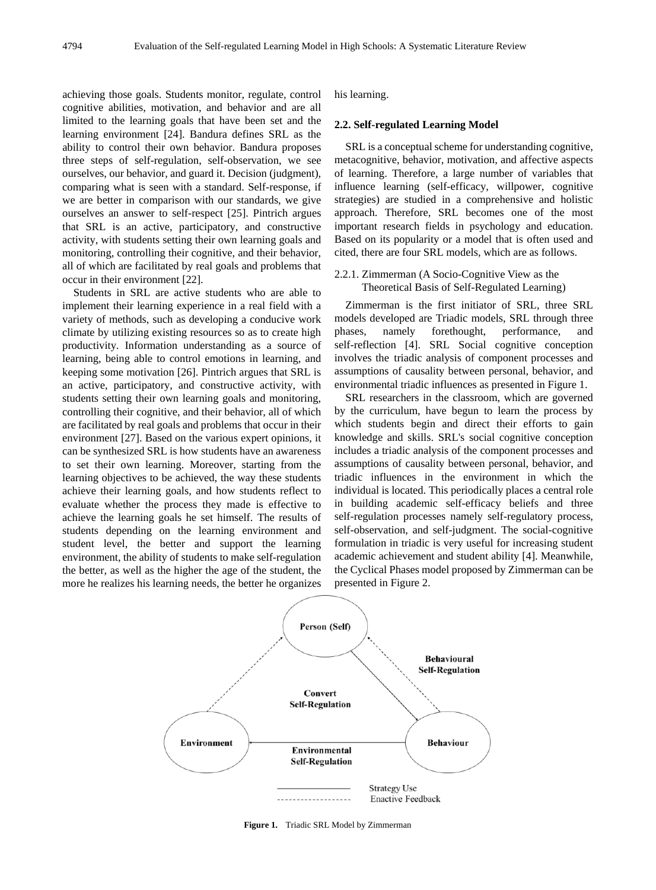achieving those goals. Students monitor, regulate, control cognitive abilities, motivation, and behavior and are all limited to the learning goals that have been set and the learning environment [24]. Bandura defines SRL as the ability to control their own behavior. Bandura proposes three steps of self-regulation, self-observation, we see ourselves, our behavior, and guard it. Decision (judgment), comparing what is seen with a standard. Self-response, if we are better in comparison with our standards, we give ourselves an answer to self-respect [25]. Pintrich argues that SRL is an active, participatory, and constructive activity, with students setting their own learning goals and monitoring, controlling their cognitive, and their behavior, all of which are facilitated by real goals and problems that occur in their environment [22].

Students in SRL are active students who are able to implement their learning experience in a real field with a variety of methods, such as developing a conducive work climate by utilizing existing resources so as to create high productivity. Information understanding as a source of learning, being able to control emotions in learning, and keeping some motivation [26]. Pintrich argues that SRL is an active, participatory, and constructive activity, with students setting their own learning goals and monitoring, controlling their cognitive, and their behavior, all of which are facilitated by real goals and problems that occur in their environment [27]. Based on the various expert opinions, it can be synthesized SRL is how students have an awareness to set their own learning. Moreover, starting from the learning objectives to be achieved, the way these students achieve their learning goals, and how students reflect to evaluate whether the process they made is effective to achieve the learning goals he set himself. The results of students depending on the learning environment and student level, the better and support the learning environment, the ability of students to make self-regulation the better, as well as the higher the age of the student, the more he realizes his learning needs, the better he organizes his learning.

### 2.2. Self-regulated Learning Model

SRL is a conceptual scheme for understanding cognitive, metacognitive, behavior, motivation, and affective aspects of learning. Therefore, a large number of variables that influence learning (self-efficacy, willpower, cognitive strategies) are studied in a comprehensive and holistic approach. Therefore, SRL becomes one of the most important research fields in psychology and education. Based on its popularity or a model that is often used and cited, there are four SRL models, which are as follows.

#### 2.2.1. Zimmerman (A Socio-Cognitive View as the Theoretical Basis of Self-Regulated Learning)

Zimmerman is the first initiator of SRL, three SRL models developed are Triadic models, SRL through three phases, namely forethought, performance, and self-reflection [4]. SRL Social cognitive conception involves the triadic analysis of component processes and assumptions of causality between personal, behavior, and environmental triadic influences as presented in Figure 1.

SRL researchers in the classroom, which are governed by the curriculum, have begun to learn the process by which students begin and direct their efforts to gain knowledge and skills. SRL's social cognitive conception includes a triadic analysis of the component processes and assumptions of causality between personal, behavior, and triadic influences in the environment in which the individual is located. This periodically places a central role in building academic self-efficacy beliefs and three self-regulation processes namely self-regulatory process, self-observation, and self-judgment. The social-cognitive formulation in triadic is very useful for increasing student academic achievement and student ability [4]. Meanwhile, the Cyclical Phases model proposed by Zimmerman can be presented in Figure 2.

Person (Self)

Behavioural Self-Regulation

Convert Self-Regulation

Environment

Behaviour

Environmental Self-Regulation

Strategy Use

Enactive Feedback

**Figure 1.** Triadic SRL Model by Zimmerman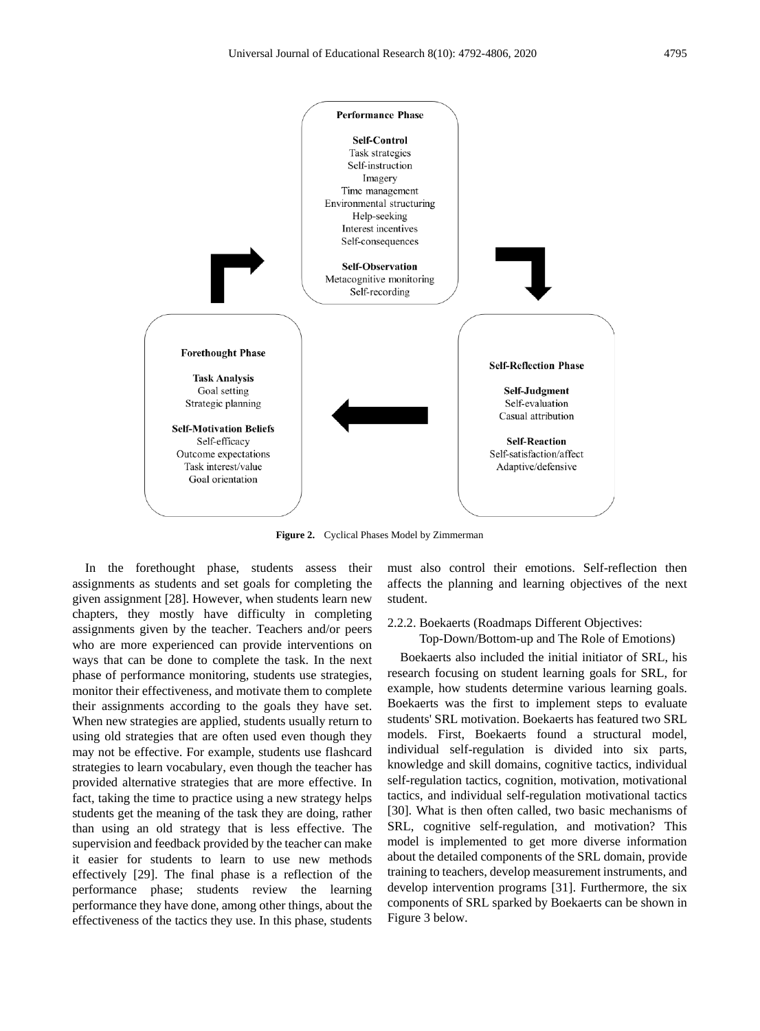**Performance Phase**

**Self-Control**
Task strategies
Self-instruction
Imagery
Time management
Environmental structuring
Help-seeking
Interest incentives
Self-consequences

**Self-Observation**
Metacognitive monitoring
Self-recording

**Forethought Phase**

**Task Analysis**
Goal setting
Strategic planning

**Self-Motivation Beliefs**
Self-efficacy
Outcome expectations
Task interest/value
Goal orientation

**Self-Reflection Phase**

**Self-Judgment**
Self-evaluation
Casual attribution

**Self-Reaction**
Self-satisfaction/affect
Adaptive/defensive

**Figure 2.** Cyclical Phases Model by Zimmerman

In the forethought phase, students assess their assignments as students and set goals for completing the given assignment [28]. However, when students learn new chapters, they mostly have difficulty in completing assignments given by the teacher. Teachers and/or peers who are more experienced can provide interventions on ways that can be done to complete the task. In the next phase of performance monitoring, students use strategies, monitor their effectiveness, and motivate them to complete their assignments according to the goals they have set. When new strategies are applied, students usually return to using old strategies that are often used even though they may not be effective. For example, students use flashcard strategies to learn vocabulary, even though the teacher has provided alternative strategies that are more effective. In fact, taking the time to practice using a new strategy helps students get the meaning of the task they are doing, rather than using an old strategy that is less effective. The supervision and feedback provided by the teacher can make it easier for students to learn to use new methods effectively [29]. The final phase is a reflection of the performance phase; students review the learning performance they have done, among other things, about the effectiveness of the tactics they use. In this phase, students must also control their emotions. Self-reflection then affects the planning and learning objectives of the next student.

#### 2.2.2. Boekaerts (Roadmaps Different Objectives: Top-Down/Bottom-up and The Role of Emotions)

Boekaerts also included the initial initiator of SRL, his research focusing on student learning goals for SRL, for example, how students determine various learning goals. Boekaerts was the first to implement steps to evaluate students' SRL motivation. Boekaerts has featured two SRL models. First, Boekaerts found a structural model, individual self-regulation is divided into six parts, knowledge and skill domains, cognitive tactics, individual self-regulation tactics, cognition, motivation, motivational tactics, and individual self-regulation motivational tactics [30]. What is then often called, two basic mechanisms of SRL, cognitive self-regulation, and motivation? This model is implemented to get more diverse information about the detailed components of the SRL domain, provide training to teachers, develop measurement instruments, and develop intervention programs [31]. Furthermore, the six components of SRL sparked by Boekaerts can be shown in Figure 3 below.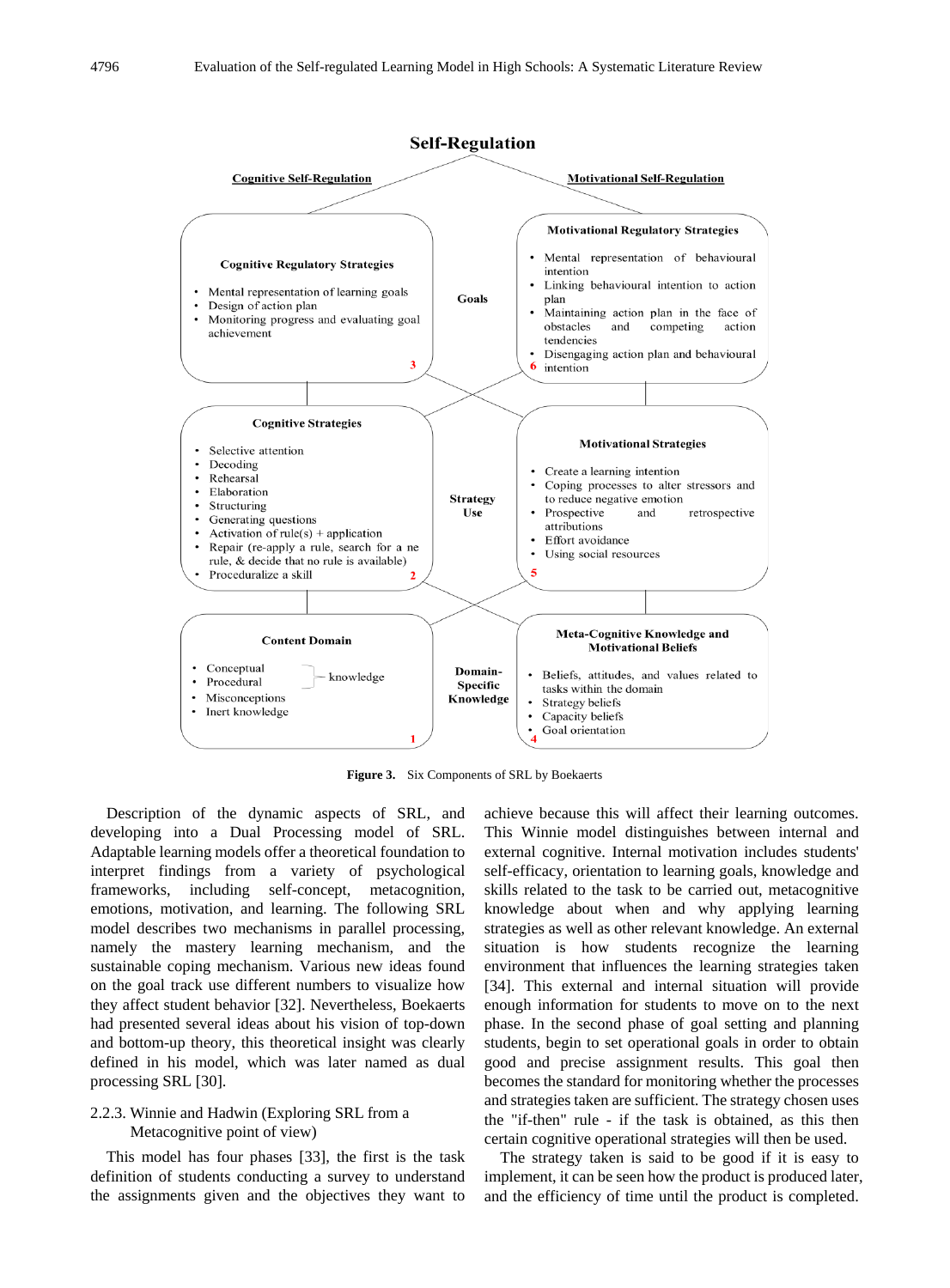**Self-Regulation**

**Cognitive Self-Regulation** | **Motivational Self-Regulation**

**Cognitive Regulatory Strategies** (3)

- Mental representation of learning goals
- Design of action plan
- Monitoring progress and evaluating goal achievement

**Goals**

**Motivational Regulatory Strategies** (6)

- Mental representation of behavioural intention
- Linking behavioural intention to action plan
- Maintaining action plan in the face of obstacles and competing action tendencies
- Disengaging action plan and behavioural intention

**Cognitive Strategies** (2)

- Selective attention
- Decoding
- Rehearsal
- Elaboration
- Structuring
- Generating questions
- Activation of rule(s) + application
- Repair (re-apply a rule, search for a ne rule, & decide that no rule is available)
- Proceduralize a skill

**Strategy Use**

**Motivational Strategies** (5)

- Create a learning intention
- Coping processes to alter stressors and to reduce negative emotion
- Prospective and retrospective attributions
- Effort avoidance
- Using social resources

**Content Domain** (1)

- Conceptual } knowledge
- Procedural } knowledge
- Misconceptions
- Inert knowledge

**Domain-Specific Knowledge**

**Meta-Cognitive Knowledge and Motivational Beliefs** (4)

- Beliefs, attitudes, and values related to tasks within the domain
- Strategy beliefs
- Capacity beliefs
- Goal orientation

**Figure 3.** Six Components of SRL by Boekaerts

Description of the dynamic aspects of SRL, and developing into a Dual Processing model of SRL. Adaptable learning models offer a theoretical foundation to interpret findings from a variety of psychological frameworks, including self-concept, metacognition, emotions, motivation, and learning. The following SRL model describes two mechanisms in parallel processing, namely the mastery learning mechanism, and the sustainable coping mechanism. Various new ideas found on the goal track use different numbers to visualize how they affect student behavior [32]. Nevertheless, Boekaerts had presented several ideas about his vision of top-down and bottom-up theory, this theoretical insight was clearly defined in his model, which was later named as dual processing SRL [30].

### 2.2.3. Winnie and Hadwin (Exploring SRL from a Metacognitive point of view)

This model has four phases [33], the first is the task definition of students conducting a survey to understand the assignments given and the objectives they want to achieve because this will affect their learning outcomes. This Winnie model distinguishes between internal and external cognitive. Internal motivation includes students' self-efficacy, orientation to learning goals, knowledge and skills related to the task to be carried out, metacognitive knowledge about when and why applying learning strategies as well as other relevant knowledge. An external situation is how students recognize the learning environment that influences the learning strategies taken [34]. This external and internal situation will provide enough information for students to move on to the next phase. In the second phase of goal setting and planning students, begin to set operational goals in order to obtain good and precise assignment results. This goal then becomes the standard for monitoring whether the processes and strategies taken are sufficient. The strategy chosen uses the "if-then" rule - if the task is obtained, as this then certain cognitive operational strategies will then be used.

The strategy taken is said to be good if it is easy to implement, it can be seen how the product is produced later, and the efficiency of time until the product is completed.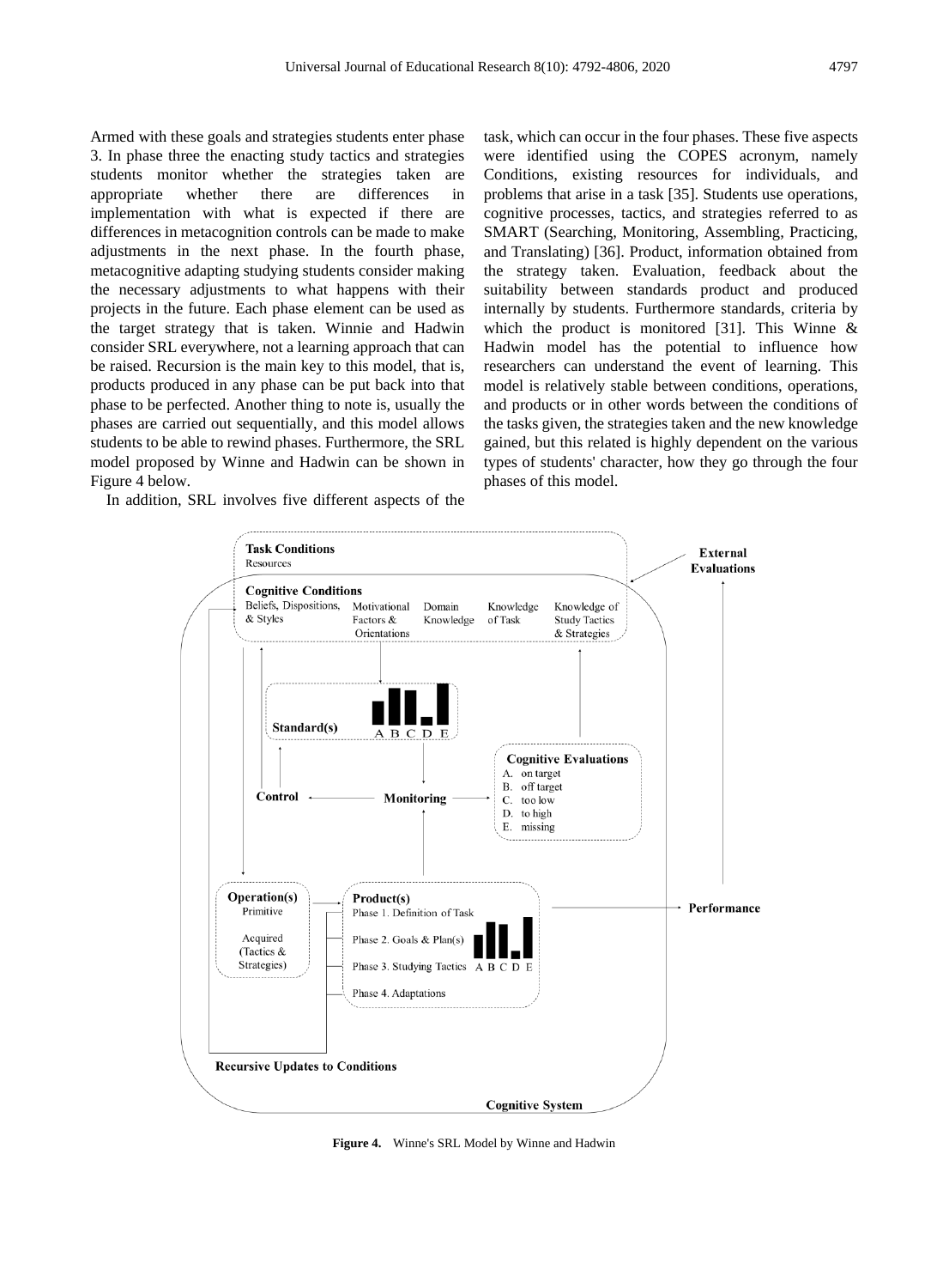Armed with these goals and strategies students enter phase 3. In phase three the enacting study tactics and strategies students monitor whether the strategies taken are appropriate whether there are differences in implementation with what is expected if there are differences in metacognition controls can be made to make adjustments in the next phase. In the fourth phase, metacognitive adapting studying students consider making the necessary adjustments to what happens with their projects in the future. Each phase element can be used as the target strategy that is taken. Winnie and Hadwin consider SRL everywhere, not a learning approach that can be raised. Recursion is the main key to this model, that is, products produced in any phase can be put back into that phase to be perfected. Another thing to note is, usually the phases are carried out sequentially, and this model allows students to be able to rewind phases. Furthermore, the SRL model proposed by Winne and Hadwin can be shown in Figure 4 below.

In addition, SRL involves five different aspects of the task, which can occur in the four phases. These five aspects were identified using the COPES acronym, namely Conditions, existing resources for individuals, and problems that arise in a task [35]. Students use operations, cognitive processes, tactics, and strategies referred to as SMART (Searching, Monitoring, Assembling, Practicing, and Translating) [36]. Product, information obtained from the strategy taken. Evaluation, feedback about the suitability between standards product and produced internally by students. Furthermore standards, criteria by which the product is monitored [31]. This Winne & Hadwin model has the potential to influence how researchers can understand the event of learning. This model is relatively stable between conditions, operations, and products or in other words between the conditions of the tasks given, the strategies taken and the new knowledge gained, but this related is highly dependent on the various types of students' character, how they go through the four phases of this model.

**Figure 4.** Winne's SRL Model by Winne and Hadwin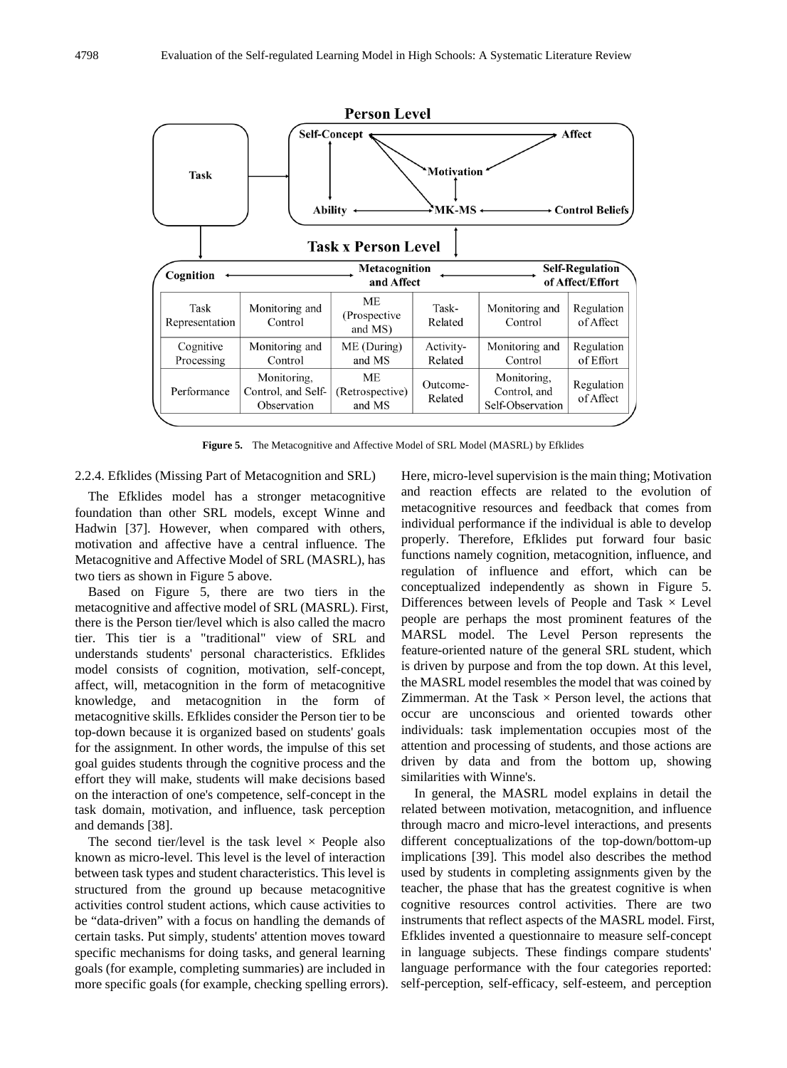**Person Level**

| Cognition | | Metacognition and Affect | | | Self-Regulation of Affect/Effort |
|---|---|---|---|---|---|
| Task Representation | Monitoring and Control | ME (Prospective and MS) | Task-Related | Monitoring and Control | Regulation of Affect |
| Cognitive Processing | Monitoring and Control | ME (During) and MS | Activity-Related | Monitoring and Control | Regulation of Effort |
| Performance | Monitoring, Control, and Self-Observation | ME (Retrospective) and MS | Outcome-Related | Monitoring, Control, and Self-Observation | Regulation of Affect |

**Figure 5.** The Metacognitive and Affective Model of SRL Model (MASRL) by Efklides

### 2.2.4. Efklides (Missing Part of Metacognition and SRL)

The Efklides model has a stronger metacognitive foundation than other SRL models, except Winne and Hadwin [37]. However, when compared with others, motivation and affective have a central influence. The Metacognitive and Affective Model of SRL (MASRL), has two tiers as shown in Figure 5 above.

Based on Figure 5, there are two tiers in the metacognitive and affective model of SRL (MASRL). First, there is the Person tier/level which is also called the macro tier. This tier is a "traditional" view of SRL and understands students' personal characteristics. Efklides model consists of cognition, motivation, self-concept, affect, will, metacognition in the form of metacognitive knowledge, and metacognition in the form of metacognitive skills. Efklides consider the Person tier to be top-down because it is organized based on students' goals for the assignment. In other words, the impulse of this set goal guides students through the cognitive process and the effort they will make, students will make decisions based on the interaction of one's competence, self-concept in the task domain, motivation, and influence, task perception and demands [38].

The second tier/level is the task level × People also known as micro-level. This level is the level of interaction between task types and student characteristics. This level is structured from the ground up because metacognitive activities control student actions, which cause activities to be "data-driven" with a focus on handling the demands of certain tasks. Put simply, students' attention moves toward specific mechanisms for doing tasks, and general learning goals (for example, completing summaries) are included in more specific goals (for example, checking spelling errors). Here, micro-level supervision is the main thing; Motivation and reaction effects are related to the evolution of metacognitive resources and feedback that comes from individual performance if the individual is able to develop properly. Therefore, Efklides put forward four basic functions namely cognition, metacognition, influence, and regulation of influence and effort, which can be conceptualized independently as shown in Figure 5. Differences between levels of People and Task × Level people are perhaps the most prominent features of the MARSL model. The Level Person represents the feature-oriented nature of the general SRL student, which is driven by purpose and from the top down. At this level, the MASRL model resembles the model that was coined by Zimmerman. At the Task × Person level, the actions that occur are unconscious and oriented towards other individuals: task implementation occupies most of the attention and processing of students, and those actions are driven by data and from the bottom up, showing similarities with Winne's.

In general, the MASRL model explains in detail the related between motivation, metacognition, and influence through macro and micro-level interactions, and presents different conceptualizations of the top-down/bottom-up implications [39]. This model also describes the method used by students in completing assignments given by the teacher, the phase that has the greatest cognitive is when cognitive resources control activities. There are two instruments that reflect aspects of the MASRL model. First, Efklides invented a questionnaire to measure self-concept in language subjects. These findings compare students' language performance with the four categories reported: self-perception, self-efficacy, self-esteem, and perception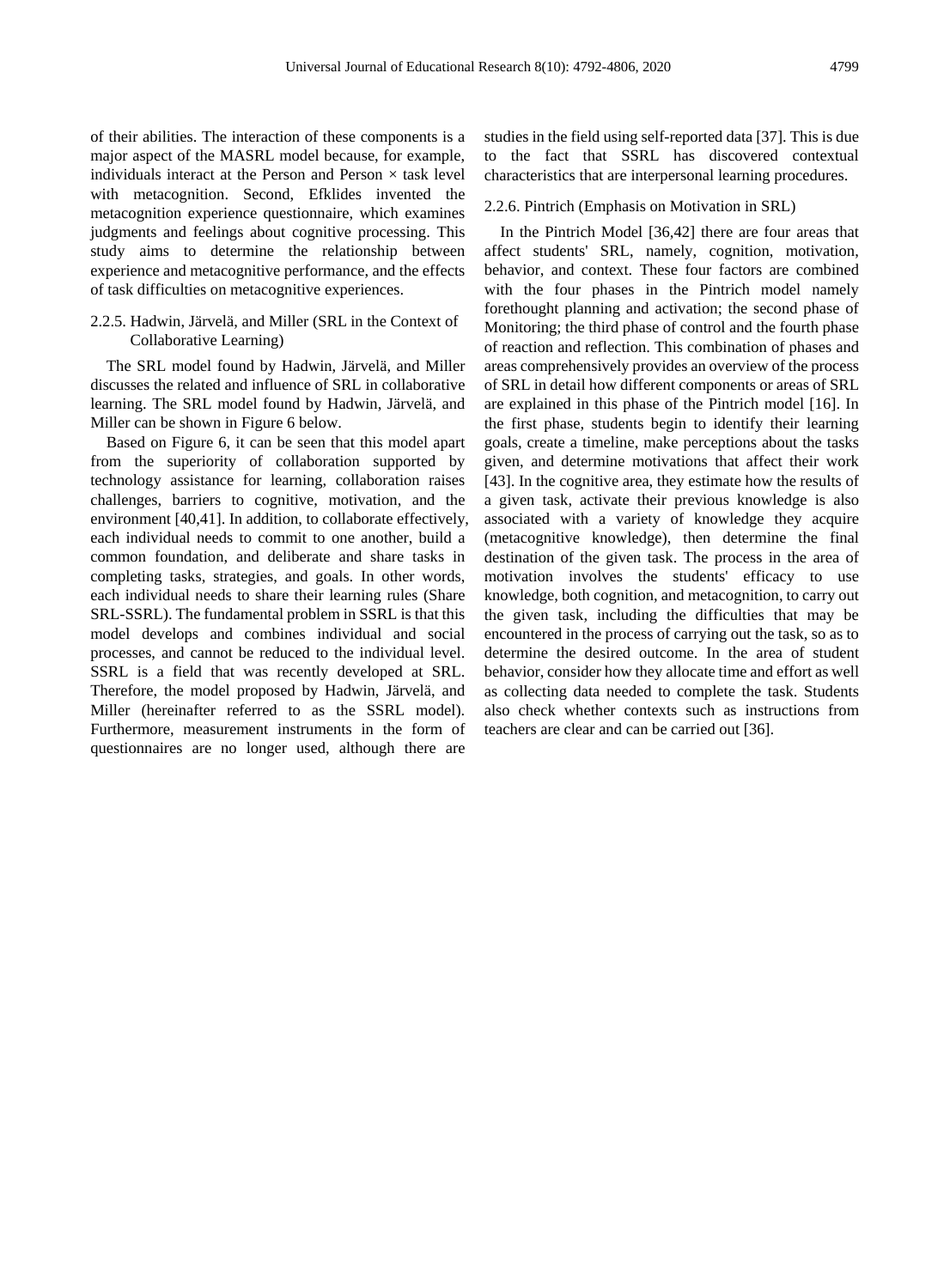of their abilities. The interaction of these components is a major aspect of the MASRL model because, for example, individuals interact at the Person and Person × task level with metacognition. Second, Efklides invented the metacognition experience questionnaire, which examines judgments and feelings about cognitive processing. This study aims to determine the relationship between experience and metacognitive performance, and the effects of task difficulties on metacognitive experiences.

#### 2.2.5. Hadwin, Järvelä, and Miller (SRL in the Context of Collaborative Learning)

The SRL model found by Hadwin, Järvelä, and Miller discusses the related and influence of SRL in collaborative learning. The SRL model found by Hadwin, Järvelä, and Miller can be shown in Figure 6 below.

Based on Figure 6, it can be seen that this model apart from the superiority of collaboration supported by technology assistance for learning, collaboration raises challenges, barriers to cognitive, motivation, and the environment [40,41]. In addition, to collaborate effectively, each individual needs to commit to one another, build a common foundation, and deliberate and share tasks in completing tasks, strategies, and goals. In other words, each individual needs to share their learning rules (Share SRL-SSRL). The fundamental problem in SSRL is that this model develops and combines individual and social processes, and cannot be reduced to the individual level. SSRL is a field that was recently developed at SRL. Therefore, the model proposed by Hadwin, Järvelä, and Miller (hereinafter referred to as the SSRL model). Furthermore, measurement instruments in the form of questionnaires are no longer used, although there are studies in the field using self-reported data [37]. This is due to the fact that SSRL has discovered contextual characteristics that are interpersonal learning procedures.

#### 2.2.6. Pintrich (Emphasis on Motivation in SRL)

In the Pintrich Model [36,42] there are four areas that affect students' SRL, namely, cognition, motivation, behavior, and context. These four factors are combined with the four phases in the Pintrich model namely forethought planning and activation; the second phase of Monitoring; the third phase of control and the fourth phase of reaction and reflection. This combination of phases and areas comprehensively provides an overview of the process of SRL in detail how different components or areas of SRL are explained in this phase of the Pintrich model [16]. In the first phase, students begin to identify their learning goals, create a timeline, make perceptions about the tasks given, and determine motivations that affect their work [43]. In the cognitive area, they estimate how the results of a given task, activate their previous knowledge is also associated with a variety of knowledge they acquire (metacognitive knowledge), then determine the final destination of the given task. The process in the area of motivation involves the students' efficacy to use knowledge, both cognition, and metacognition, to carry out the given task, including the difficulties that may be encountered in the process of carrying out the task, so as to determine the desired outcome. In the area of student behavior, consider how they allocate time and effort as well as collecting data needed to complete the task. Students also check whether contexts such as instructions from teachers are clear and can be carried out [36].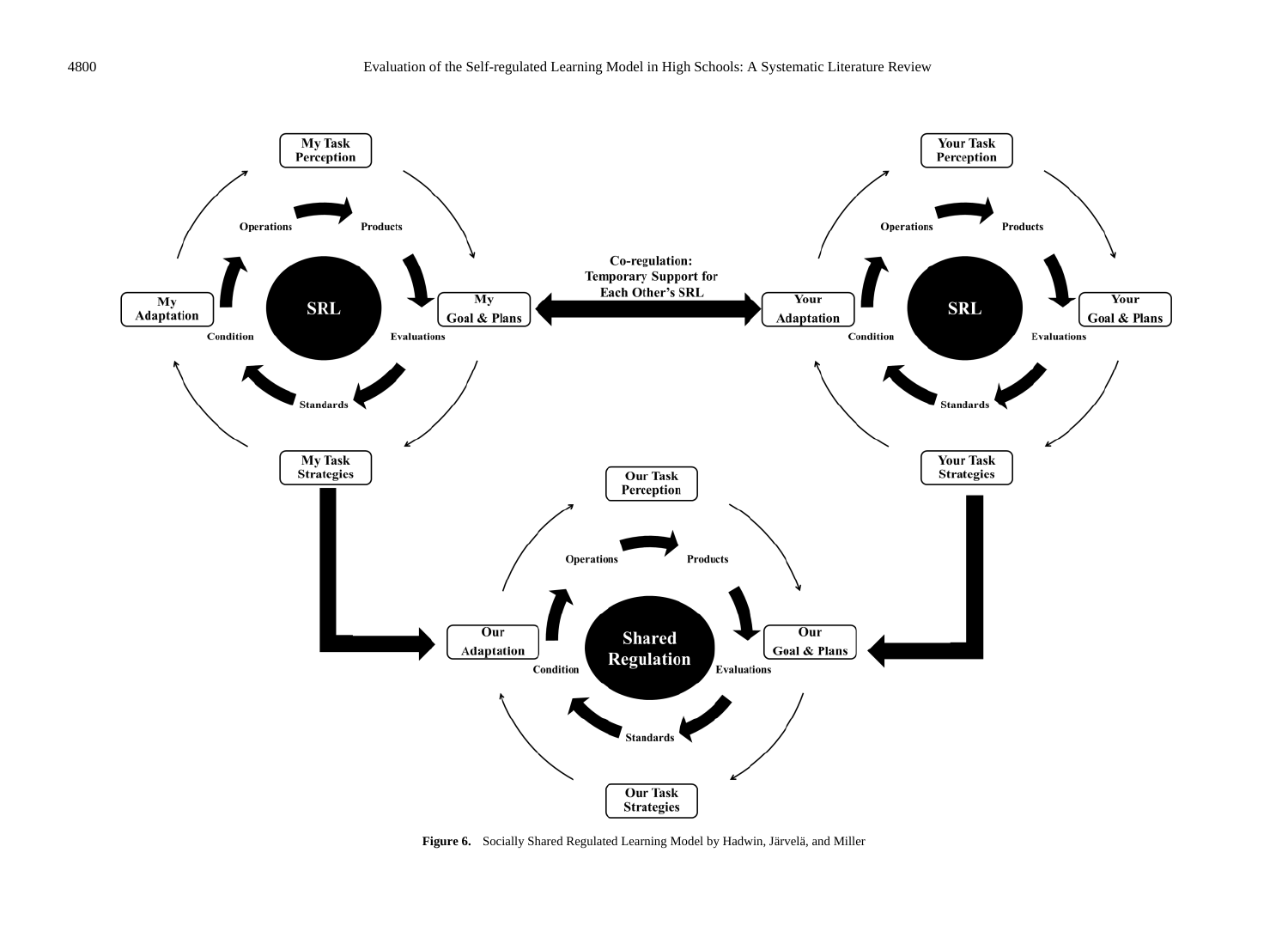**Figure 6.** Socially Shared Regulated Learning Model by Hadwin, Järvelä, and Miller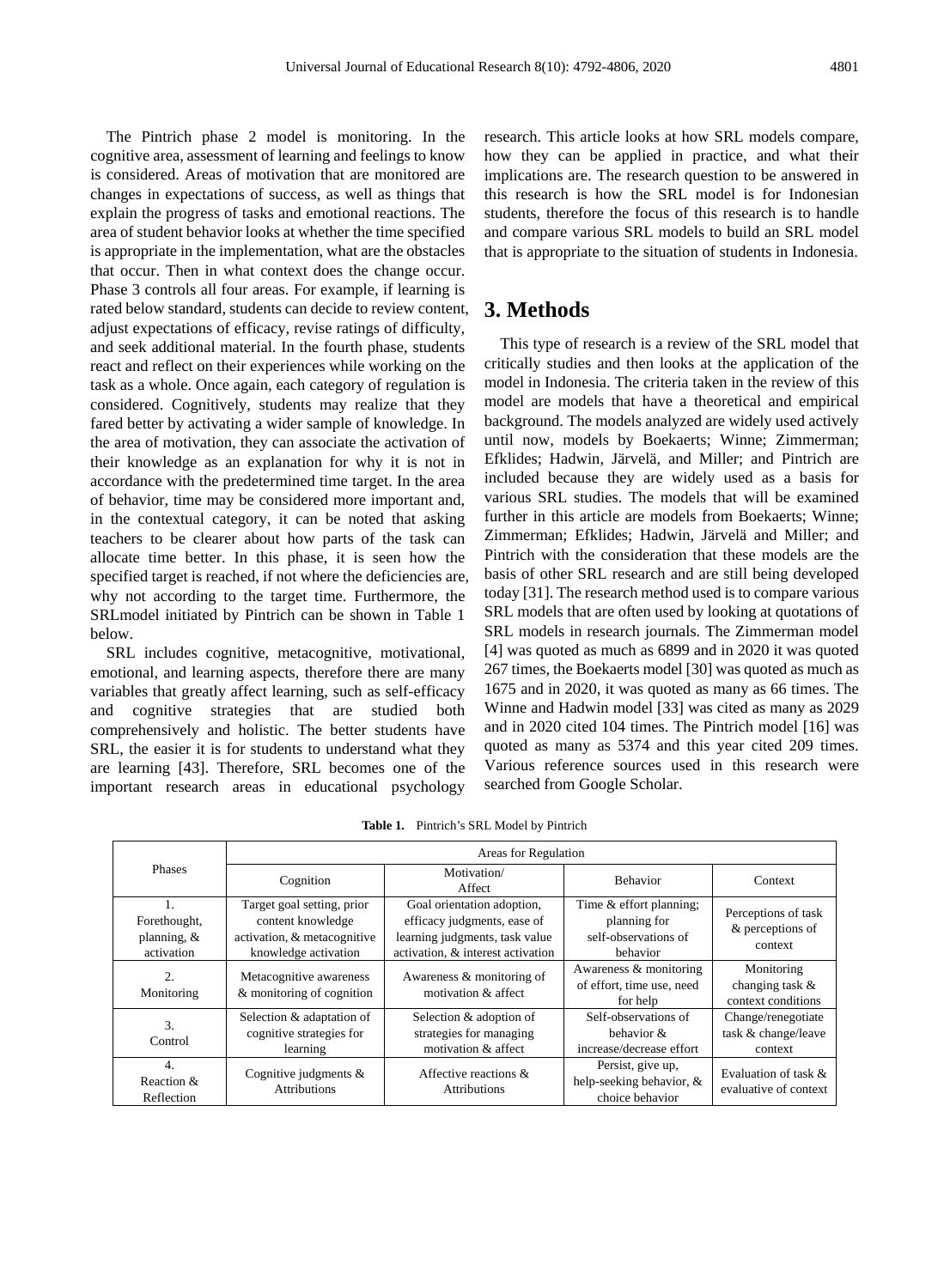The Pintrich phase 2 model is monitoring. In the cognitive area, assessment of learning and feelings to know is considered. Areas of motivation that are monitored are changes in expectations of success, as well as things that explain the progress of tasks and emotional reactions. The area of student behavior looks at whether the time specified is appropriate in the implementation, what are the obstacles that occur. Then in what context does the change occur. Phase 3 controls all four areas. For example, if learning is rated below standard, students can decide to review content, adjust expectations of efficacy, revise ratings of difficulty, and seek additional material. In the fourth phase, students react and reflect on their experiences while working on the task as a whole. Once again, each category of regulation is considered. Cognitively, students may realize that they fared better by activating a wider sample of knowledge. In the area of motivation, they can associate the activation of their knowledge as an explanation for why it is not in accordance with the predetermined time target. In the area of behavior, time may be considered more important and, in the contextual category, it can be noted that asking teachers to be clearer about how parts of the task can allocate time better. In this phase, it is seen how the specified target is reached, if not where the deficiencies are, why not according to the target time. Furthermore, the SRLmodel initiated by Pintrich can be shown in Table 1 below.

SRL includes cognitive, metacognitive, motivational, emotional, and learning aspects, therefore there are many variables that greatly affect learning, such as self-efficacy and cognitive strategies that are studied both comprehensively and holistic. The better students have SRL, the easier it is for students to understand what they are learning [43]. Therefore, SRL becomes one of the important research areas in educational psychology research. This article looks at how SRL models compare, how they can be applied in practice, and what their implications are. The research question to be answered in this research is how the SRL model is for Indonesian students, therefore the focus of this research is to handle and compare various SRL models to build an SRL model that is appropriate to the situation of students in Indonesia.

# 3. Methods

This type of research is a review of the SRL model that critically studies and then looks at the application of the model in Indonesia. The criteria taken in the review of this model are models that have a theoretical and empirical background. The models analyzed are widely used actively until now, models by Boekaerts; Winne; Zimmerman; Efklides; Hadwin, Järvelä, and Miller; and Pintrich are included because they are widely used as a basis for various SRL studies. The models that will be examined further in this article are models from Boekaerts; Winne; Zimmerman; Efklides; Hadwin, Järvelä and Miller; and Pintrich with the consideration that these models are the basis of other SRL research and are still being developed today [31]. The research method used is to compare various SRL models that are often used by looking at quotations of SRL models in research journals. The Zimmerman model [4] was quoted as much as 6899 and in 2020 it was quoted 267 times, the Boekaerts model [30] was quoted as much as 1675 and in 2020, it was quoted as many as 66 times. The Winne and Hadwin model [33] was cited as many as 2029 and in 2020 cited 104 times. The Pintrich model [16] was quoted as many as 5374 and this year cited 209 times. Various reference sources used in this research were searched from Google Scholar.

**Table 1.** Pintrich's SRL Model by Pintrich

| Phases | Areas for Regulation | | | |
|---|---|---|---|---|
| | Cognition | Motivation/ Affect | Behavior | Context |
| 1. Forethought, planning, & activation | Target goal setting, prior content knowledge activation, & metacognitive knowledge activation | Goal orientation adoption, efficacy judgments, ease of learning judgments, task value activation, & interest activation | Time & effort planning; planning for self-observations of behavior | Perceptions of task & perceptions of context |
| 2. Monitoring | Metacognitive awareness & monitoring of cognition | Awareness & monitoring of motivation & affect | Awareness & monitoring of effort, time use, need for help | Monitoring changing task & context conditions |
| 3. Control | Selection & adaptation of cognitive strategies for learning | Selection & adoption of strategies for managing motivation & affect | Self-observations of behavior & increase/decrease effort | Change/renegotiate task & change/leave context |
| 4. Reaction & Reflection | Cognitive judgments & Attributions | Affective reactions & Attributions | Persist, give up, help-seeking behavior, & choice behavior | Evaluation of task & evaluative of context |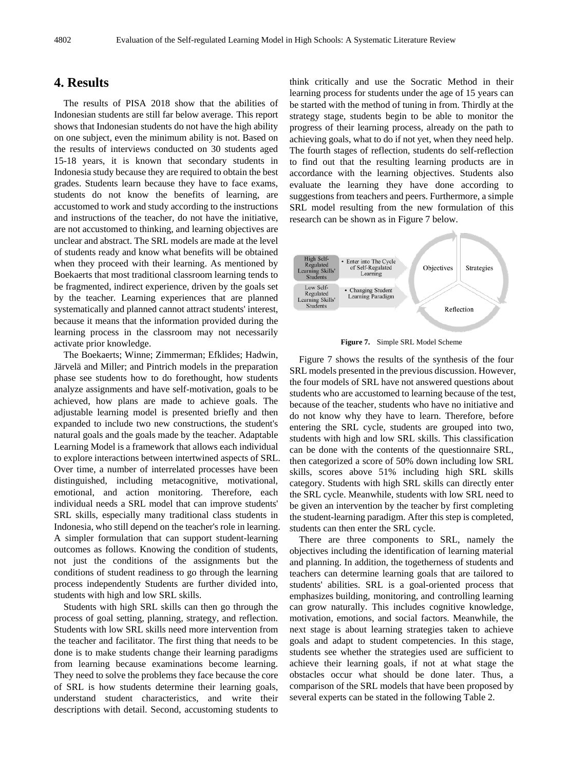## 4. Results

The results of PISA 2018 show that the abilities of Indonesian students are still far below average. This report shows that Indonesian students do not have the high ability on one subject, even the minimum ability is not. Based on the results of interviews conducted on 30 students aged 15-18 years, it is known that secondary students in Indonesia study because they are required to obtain the best grades. Students learn because they have to face exams, students do not know the benefits of learning, are accustomed to work and study according to the instructions and instructions of the teacher, do not have the initiative, are not accustomed to thinking, and learning objectives are unclear and abstract. The SRL models are made at the level of students ready and know what benefits will be obtained when they proceed with their learning. As mentioned by Boekaerts that most traditional classroom learning tends to be fragmented, indirect experience, driven by the goals set by the teacher. Learning experiences that are planned systematically and planned cannot attract students' interest, because it means that the information provided during the learning process in the classroom may not necessarily activate prior knowledge.

The Boekaerts; Winne; Zimmerman; Efklides; Hadwin, Järvelä and Miller; and Pintrich models in the preparation phase see students how to do forethought, how students analyze assignments and have self-motivation, goals to be achieved, how plans are made to achieve goals. The adjustable learning model is presented briefly and then expanded to include two new constructions, the student's natural goals and the goals made by the teacher. Adaptable Learning Model is a framework that allows each individual to explore interactions between intertwined aspects of SRL. Over time, a number of interrelated processes have been distinguished, including metacognitive, motivational, emotional, and action monitoring. Therefore, each individual needs a SRL model that can improve students' SRL skills, especially many traditional class students in Indonesia, who still depend on the teacher's role in learning. A simpler formulation that can support student-learning outcomes as follows. Knowing the condition of students, not just the conditions of the assignments but the conditions of student readiness to go through the learning process independently Students are further divided into, students with high and low SRL skills.

Students with high SRL skills can then go through the process of goal setting, planning, strategy, and reflection. Students with low SRL skills need more intervention from the teacher and facilitator. The first thing that needs to be done is to make students change their learning paradigms from learning because examinations become learning. They need to solve the problems they face because the core of SRL is how students determine their learning goals, understand student characteristics, and write their descriptions with detail. Second, accustoming students to think critically and use the Socratic Method in their learning process for students under the age of 15 years can be started with the method of tuning in from. Thirdly at the strategy stage, students begin to be able to monitor the progress of their learning process, already on the path to achieving goals, what to do if not yet, when they need help. The fourth stages of reflection, students do self-reflection to find out that the resulting learning products are in accordance with the learning objectives. Students also evaluate the learning they have done according to suggestions from teachers and peers. Furthermore, a simple SRL model resulting from the new formulation of this research can be shown as in Figure 7 below.

High Self-Regulated Learning Skills' Students — • Enter into The Cycle of Self-Regulated Learning

Low Self-Regulated Learning Skills' Students — • Changing Student Learning Paradigm

Objectives — Strategies — Reflection

**Figure 7.** Simple SRL Model Scheme

Figure 7 shows the results of the synthesis of the four SRL models presented in the previous discussion. However, the four models of SRL have not answered questions about students who are accustomed to learning because of the test, because of the teacher, students who have no initiative and do not know why they have to learn. Therefore, before entering the SRL cycle, students are grouped into two, students with high and low SRL skills. This classification can be done with the contents of the questionnaire SRL, then categorized a score of 50% down including low SRL skills, scores above 51% including high SRL skills category. Students with high SRL skills can directly enter the SRL cycle. Meanwhile, students with low SRL need to be given an intervention by the teacher by first completing the student-learning paradigm. After this step is completed, students can then enter the SRL cycle.

There are three components to SRL, namely the objectives including the identification of learning material and planning. In addition, the togetherness of students and teachers can determine learning goals that are tailored to students' abilities. SRL is a goal-oriented process that emphasizes building, monitoring, and controlling learning can grow naturally. This includes cognitive knowledge, motivation, emotions, and social factors. Meanwhile, the next stage is about learning strategies taken to achieve goals and adapt to student competencies. In this stage, students see whether the strategies used are sufficient to achieve their learning goals, if not at what stage the obstacles occur what should be done later. Thus, a comparison of the SRL models that have been proposed by several experts can be stated in the following Table 2.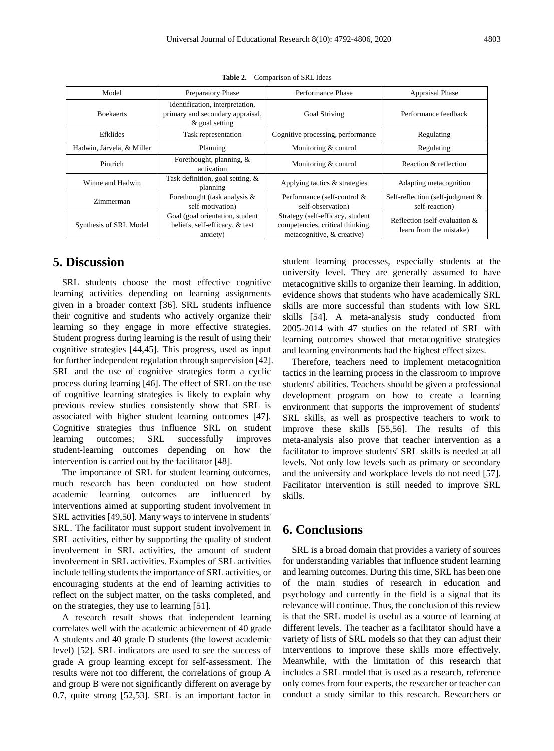**Table 2.** Comparison of SRL Ideas

| Model | Preparatory Phase | Performance Phase | Appraisal Phase |
|---|---|---|---|
| Boekaerts | Identification, interpretation, primary and secondary appraisal, & goal setting | Goal Striving | Performance feedback |
| Efklides | Task representation | Cognitive processing, performance | Regulating |
| Hadwin, Järvelä, & Miller | Planning | Monitoring & control | Regulating |
| Pintrich | Forethought, planning, & activation | Monitoring & control | Reaction & reflection |
| Winne and Hadwin | Task definition, goal setting, & planning | Applying tactics & strategies | Adapting metacognition |
| Zimmerman | Forethought (task analysis & self-motivation) | Performance (self-control & self-observation) | Self-reflection (self-judgment & self-reaction) |
| Synthesis of SRL Model | Goal (goal orientation, student beliefs, self-efficacy, & test anxiety) | Strategy (self-efficacy, student competencies, critical thinking, metacognitive, & creative) | Reflection (self-evaluation & learn from the mistake) |

## 5. Discussion

SRL students choose the most effective cognitive learning activities depending on learning assignments given in a broader context [36]. SRL students influence their cognitive and students who actively organize their learning so they engage in more effective strategies. Student progress during learning is the result of using their cognitive strategies [44,45]. This progress, used as input for further independent regulation through supervision [42]. SRL and the use of cognitive strategies form a cyclic process during learning [46]. The effect of SRL on the use of cognitive learning strategies is likely to explain why previous review studies consistently show that SRL is associated with higher student learning outcomes [47]. Cognitive strategies thus influence SRL on student learning outcomes; SRL successfully improves student-learning outcomes depending on how the intervention is carried out by the facilitator [48].

The importance of SRL for student learning outcomes, much research has been conducted on how student academic learning outcomes are influenced by interventions aimed at supporting student involvement in SRL activities [49,50]. Many ways to intervene in students' SRL. The facilitator must support student involvement in SRL activities, either by supporting the quality of student involvement in SRL activities, the amount of student involvement in SRL activities. Examples of SRL activities include telling students the importance of SRL activities, or encouraging students at the end of learning activities to reflect on the subject matter, on the tasks completed, and on the strategies, they use to learning [51].

A research result shows that independent learning correlates well with the academic achievement of 40 grade A students and 40 grade D students (the lowest academic level) [52]. SRL indicators are used to see the success of grade A group learning except for self-assessment. The results were not too different, the correlations of group A and group B were not significantly different on average by 0.7, quite strong [52,53]. SRL is an important factor in student learning processes, especially students at the university level. They are generally assumed to have metacognitive skills to organize their learning. In addition, evidence shows that students who have academically SRL skills are more successful than students with low SRL skills [54]. A meta-analysis study conducted from 2005-2014 with 47 studies on the related of SRL with learning outcomes showed that metacognitive strategies and learning environments had the highest effect sizes.

Therefore, teachers need to implement metacognition tactics in the learning process in the classroom to improve students' abilities. Teachers should be given a professional development program on how to create a learning environment that supports the improvement of students' SRL skills, as well as prospective teachers to work to improve these skills [55,56]. The results of this meta-analysis also prove that teacher intervention as a facilitator to improve students' SRL skills is needed at all levels. Not only low levels such as primary or secondary and the university and workplace levels do not need [57]. Facilitator intervention is still needed to improve SRL skills.

## 6. Conclusions

SRL is a broad domain that provides a variety of sources for understanding variables that influence student learning and learning outcomes. During this time, SRL has been one of the main studies of research in education and psychology and currently in the field is a signal that its relevance will continue. Thus, the conclusion of this review is that the SRL model is useful as a source of learning at different levels. The teacher as a facilitator should have a variety of lists of SRL models so that they can adjust their interventions to improve these skills more effectively. Meanwhile, with the limitation of this research that includes a SRL model that is used as a research, reference only comes from four experts, the researcher or teacher can conduct a study similar to this research. Researchers or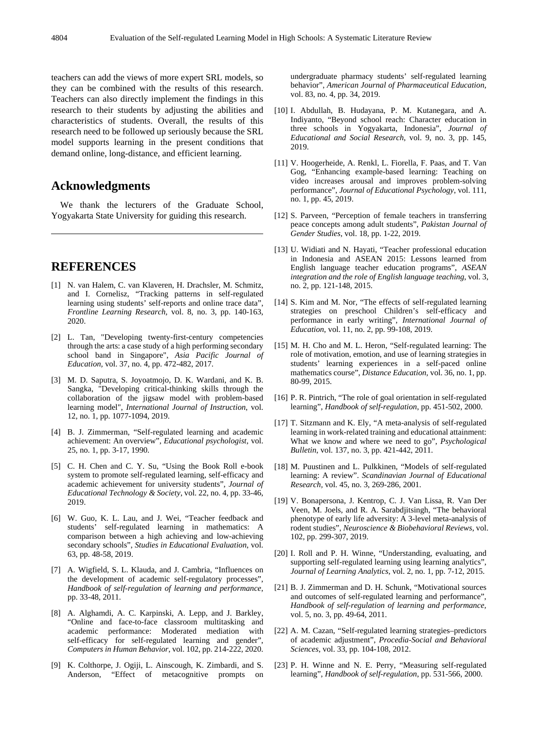teachers can add the views of more expert SRL models, so they can be combined with the results of this research. Teachers can also directly implement the findings in this research to their students by adjusting the abilities and characteristics of students. Overall, the results of this research need to be followed up seriously because the SRL model supports learning in the present conditions that demand online, long-distance, and efficient learning.

## Acknowledgments

We thank the lecturers of the Graduate School, Yogyakarta State University for guiding this research.

## REFERENCES

[1] N. van Halem, C. van Klaveren, H. Drachsler, M. Schmitz, and I. Cornelisz, "Tracking patterns in self-regulated learning using students' self-reports and online trace data", *Frontline Learning Research*, vol. 8, no. 3, pp. 140-163, 2020.

[2] L. Tan, "Developing twenty-first-century competencies through the arts: a case study of a high performing secondary school band in Singapore", *Asia Pacific Journal of Education*, vol. 37, no. 4, pp. 472-482, 2017.

[3] M. D. Saputra, S. Joyoatmojo, D. K. Wardani, and K. B. Sangka, "Developing critical-thinking skills through the collaboration of the jigsaw model with problem-based learning model", *International Journal of Instruction*, vol. 12, no. 1, pp. 1077-1094, 2019.

[4] B. J. Zimmerman, "Self-regulated learning and academic achievement: An overview", *Educational psychologist*, vol. 25, no. 1, pp. 3-17, 1990.

[5] C. H. Chen and C. Y. Su, "Using the Book Roll e-book system to promote self-regulated learning, self-efficacy and academic achievement for university students", *Journal of Educational Technology & Society*, vol. 22, no. 4, pp. 33-46, 2019.

[6] W. Guo, K. L. Lau, and J. Wei, "Teacher feedback and students' self-regulated learning in mathematics: A comparison between a high achieving and low-achieving secondary schools", *Studies in Educational Evaluation*, vol. 63, pp. 48-58, 2019.

[7] A. Wigfield, S. L. Klauda, and J. Cambria, "Influences on the development of academic self-regulatory processes", *Handbook of self-regulation of learning and performance*, pp. 33-48, 2011.

[8] A. Alghamdi, A. C. Karpinski, A. Lepp, and J. Barkley, "Online and face-to-face classroom multitasking and academic performance: Moderated mediation with self-efficacy for self-regulated learning and gender", *Computers in Human Behavior*, vol. 102, pp. 214-222, 2020.

[9] K. Colthorpe, J. Ogiji, L. Ainscough, K. Zimbardi, and S. Anderson, "Effect of metacognitive prompts on undergraduate pharmacy students' self-regulated learning behavior", *American Journal of Pharmaceutical Education*, vol. 83, no. 4, pp. 34, 2019.

[10] I. Abdullah, B. Hudayana, P. M. Kutanegara, and A. Indiyanto, "Beyond school reach: Character education in three schools in Yogyakarta, Indonesia", *Journal of Educational and Social Research*, vol. 9, no. 3, pp. 145, 2019.

[11] V. Hoogerheide, A. Renkl, L. Fiorella, F. Paas, and T. Van Gog, "Enhancing example-based learning: Teaching on video increases arousal and improves problem-solving performance", *Journal of Educational Psychology*, vol. 111, no. 1, pp. 45, 2019.

[12] S. Parveen, "Perception of female teachers in transferring peace concepts among adult students", *Pakistan Journal of Gender Studies*, vol. 18, pp. 1-22, 2019.

[13] U. Widiati and N. Hayati, "Teacher professional education in Indonesia and ASEAN 2015: Lessons learned from English language teacher education programs", *ASEAN integration and the role of English language teaching*, vol. 3, no. 2, pp. 121-148, 2015.

[14] S. Kim and M. Nor, "The effects of self-regulated learning strategies on preschool Children's self-efficacy and performance in early writing", *International Journal of Education*, vol. 11, no. 2, pp. 99-108, 2019.

[15] M. H. Cho and M. L. Heron, "Self-regulated learning: The role of motivation, emotion, and use of learning strategies in students' learning experiences in a self-paced online mathematics course", *Distance Education*, vol. 36, no. 1, pp. 80-99, 2015.

[16] P. R. Pintrich, "The role of goal orientation in self-regulated learning", *Handbook of self-regulation*, pp. 451-502, 2000.

[17] T. Sitzmann and K. Ely, "A meta-analysis of self-regulated learning in work-related training and educational attainment: What we know and where we need to go", *Psychological Bulletin*, vol. 137, no. 3, pp. 421-442, 2011.

[18] M. Puustinen and L. Pulkkinen, "Models of self-regulated learning: A review". *Scandinavian Journal of Educational Research*, vol. 45, no. 3, 269-286, 2001.

[19] V. Bonapersona, J. Kentrop, C. J. Van Lissa, R. Van Der Veen, M. Joels, and R. A. Sarabdjitsingh, "The behavioral phenotype of early life adversity: A 3-level meta-analysis of rodent studies", *Neuroscience & Biobehavioral Reviews*, vol. 102, pp. 299-307, 2019.

[20] I. Roll and P. H. Winne, "Understanding, evaluating, and supporting self-regulated learning using learning analytics", *Journal of Learning Analytics*, vol. 2, no. 1, pp. 7-12, 2015.

[21] B. J. Zimmerman and D. H. Schunk, "Motivational sources and outcomes of self-regulated learning and performance", *Handbook of self-regulation of learning and performance*, vol. 5, no. 3, pp. 49-64, 2011.

[22] A. M. Cazan, "Self-regulated learning strategies–predictors of academic adjustment", *Procedia-Social and Behavioral Sciences*, vol. 33, pp. 104-108, 2012.

[23] P. H. Winne and N. E. Perry, "Measuring self-regulated learning", *Handbook of self-regulation*, pp. 531-566, 2000.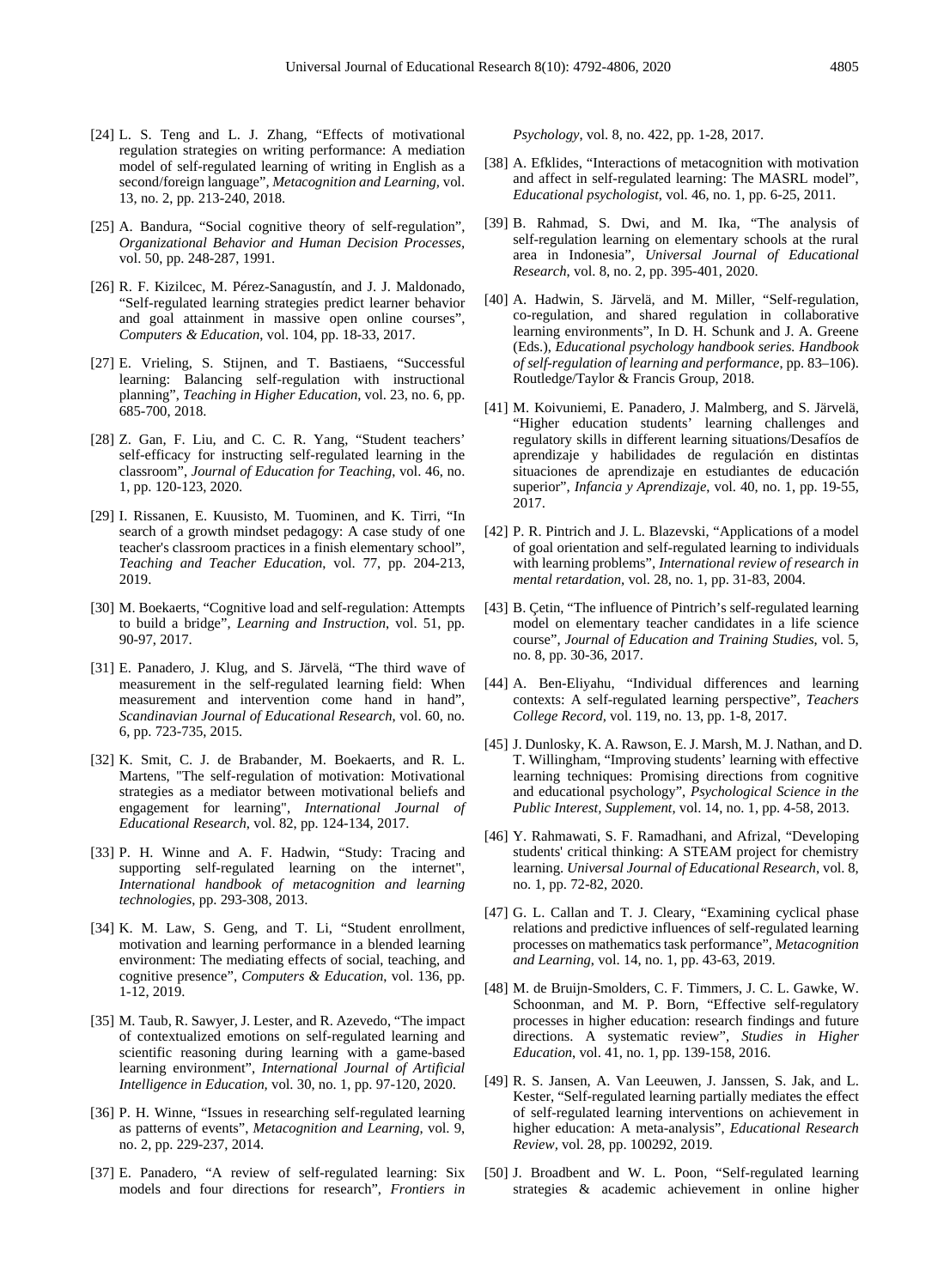[24] L. S. Teng and L. J. Zhang, "Effects of motivational regulation strategies on writing performance: A mediation model of self-regulated learning of writing in English as a second/foreign language", *Metacognition and Learning*, vol. 13, no. 2, pp. 213-240, 2018.

[25] A. Bandura, "Social cognitive theory of self-regulation", *Organizational Behavior and Human Decision Processes*, vol. 50, pp. 248-287, 1991.

[26] R. F. Kizilcec, M. Pérez-Sanagustín, and J. J. Maldonado, "Self-regulated learning strategies predict learner behavior and goal attainment in massive open online courses", *Computers & Education*, vol. 104, pp. 18-33, 2017.

[27] E. Vrieling, S. Stijnen, and T. Bastiaens, "Successful learning: Balancing self-regulation with instructional planning", *Teaching in Higher Education*, vol. 23, no. 6, pp. 685-700, 2018.

[28] Z. Gan, F. Liu, and C. C. R. Yang, "Student teachers' self-efficacy for instructing self-regulated learning in the classroom", *Journal of Education for Teaching*, vol. 46, no. 1, pp. 120-123, 2020.

[29] I. Rissanen, E. Kuusisto, M. Tuominen, and K. Tirri, "In search of a growth mindset pedagogy: A case study of one teacher's classroom practices in a finish elementary school", *Teaching and Teacher Education*, vol. 77, pp. 204-213, 2019.

[30] M. Boekaerts, "Cognitive load and self-regulation: Attempts to build a bridge", *Learning and Instruction*, vol. 51, pp. 90-97, 2017.

[31] E. Panadero, J. Klug, and S. Järvelä, "The third wave of measurement in the self-regulated learning field: When measurement and intervention come hand in hand", *Scandinavian Journal of Educational Research*, vol. 60, no. 6, pp. 723-735, 2015.

[32] K. Smit, C. J. de Brabander, M. Boekaerts, and R. L. Martens, "The self-regulation of motivation: Motivational strategies as a mediator between motivational beliefs and engagement for learning", *International Journal of Educational Research*, vol. 82, pp. 124-134, 2017.

[33] P. H. Winne and A. F. Hadwin, "Study: Tracing and supporting self-regulated learning on the internet", *International handbook of metacognition and learning technologies*, pp. 293-308, 2013.

[34] K. M. Law, S. Geng, and T. Li, "Student enrollment, motivation and learning performance in a blended learning environment: The mediating effects of social, teaching, and cognitive presence", *Computers & Education*, vol. 136, pp. 1-12, 2019.

[35] M. Taub, R. Sawyer, J. Lester, and R. Azevedo, "The impact of contextualized emotions on self-regulated learning and scientific reasoning during learning with a game-based learning environment", *International Journal of Artificial Intelligence in Education*, vol. 30, no. 1, pp. 97-120, 2020.

[36] P. H. Winne, "Issues in researching self-regulated learning as patterns of events", *Metacognition and Learning*, vol. 9, no. 2, pp. 229-237, 2014.

[37] E. Panadero, "A review of self-regulated learning: Six models and four directions for research", *Frontiers in Psychology*, vol. 8, no. 422, pp. 1-28, 2017.

[38] A. Efklides, "Interactions of metacognition with motivation and affect in self-regulated learning: The MASRL model", *Educational psychologist*, vol. 46, no. 1, pp. 6-25, 2011.

[39] B. Rahmad, S. Dwi, and M. Ika, "The analysis of self-regulation learning on elementary schools at the rural area in Indonesia", *Universal Journal of Educational Research*, vol. 8, no. 2, pp. 395-401, 2020.

[40] A. Hadwin, S. Järvelä, and M. Miller, "Self-regulation, co-regulation, and shared regulation in collaborative learning environments", In D. H. Schunk and J. A. Greene (Eds.), *Educational psychology handbook series. Handbook of self-regulation of learning and performance*, pp. 83–106). Routledge/Taylor & Francis Group, 2018.

[41] M. Koivuniemi, E. Panadero, J. Malmberg, and S. Järvelä, "Higher education students' learning challenges and regulatory skills in different learning situations/Desafíos de aprendizaje y habilidades de regulación en distintas situaciones de aprendizaje en estudiantes de educación superior", *Infancia y Aprendizaje*, vol. 40, no. 1, pp. 19-55, 2017.

[42] P. R. Pintrich and J. L. Blazevski, "Applications of a model of goal orientation and self-regulated learning to individuals with learning problems", *International review of research in mental retardation*, vol. 28, no. 1, pp. 31-83, 2004.

[43] B. Çetin, "The influence of Pintrich's self-regulated learning model on elementary teacher candidates in a life science course", *Journal of Education and Training Studies*, vol. 5, no. 8, pp. 30-36, 2017.

[44] A. Ben-Eliyahu, "Individual differences and learning contexts: A self-regulated learning perspective", *Teachers College Record*, vol. 119, no. 13, pp. 1-8, 2017.

[45] J. Dunlosky, K. A. Rawson, E. J. Marsh, M. J. Nathan, and D. T. Willingham, "Improving students' learning with effective learning techniques: Promising directions from cognitive and educational psychology", *Psychological Science in the Public Interest, Supplement*, vol. 14, no. 1, pp. 4-58, 2013.

[46] Y. Rahmawati, S. F. Ramadhani, and Afrizal, "Developing students' critical thinking: A STEAM project for chemistry learning. *Universal Journal of Educational Research*, vol. 8, no. 1, pp. 72-82, 2020.

[47] G. L. Callan and T. J. Cleary, "Examining cyclical phase relations and predictive influences of self-regulated learning processes on mathematics task performance", *Metacognition and Learning*, vol. 14, no. 1, pp. 43-63, 2019.

[48] M. de Bruijn-Smolders, C. F. Timmers, J. C. L. Gawke, W. Schoonman, and M. P. Born, "Effective self-regulatory processes in higher education: research findings and future directions. A systematic review", *Studies in Higher Education*, vol. 41, no. 1, pp. 139-158, 2016.

[49] R. S. Jansen, A. Van Leeuwen, J. Janssen, S. Jak, and L. Kester, "Self-regulated learning partially mediates the effect of self-regulated learning interventions on achievement in higher education: A meta-analysis", *Educational Research Review*, vol. 28, pp. 100292, 2019.

[50] J. Broadbent and W. L. Poon, "Self-regulated learning strategies & academic achievement in online higher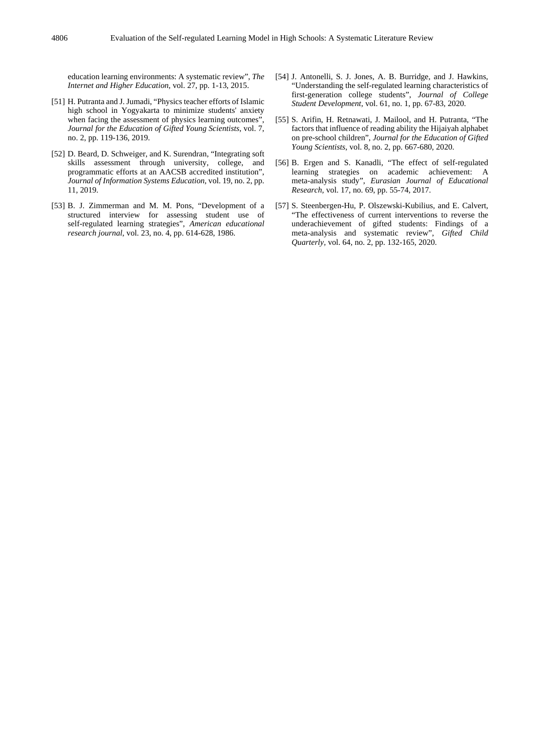education learning environments: A systematic review", *The Internet and Higher Education*, vol. 27, pp. 1-13, 2015.

[51] H. Putranta and J. Jumadi, "Physics teacher efforts of Islamic high school in Yogyakarta to minimize students' anxiety when facing the assessment of physics learning outcomes", *Journal for the Education of Gifted Young Scientists*, vol. 7, no. 2, pp. 119-136, 2019.

[52] D. Beard, D. Schweiger, and K. Surendran, "Integrating soft skills assessment through university, college, and programmatic efforts at an AACSB accredited institution", *Journal of Information Systems Education*, vol. 19, no. 2, pp. 11, 2019.

[53] B. J. Zimmerman and M. M. Pons, "Development of a structured interview for assessing student use of self-regulated learning strategies", *American educational research journal*, vol. 23, no. 4, pp. 614-628, 1986.

[54] J. Antonelli, S. J. Jones, A. B. Burridge, and J. Hawkins, "Understanding the self-regulated learning characteristics of first-generation college students", *Journal of College Student Development*, vol. 61, no. 1, pp. 67-83, 2020.

[55] S. Arifin, H. Retnawati, J. Mailool, and H. Putranta, "The factors that influence of reading ability the Hijaiyah alphabet on pre-school children", *Journal for the Education of Gifted Young Scientists*, vol. 8, no. 2, pp. 667-680, 2020.

[56] B. Ergen and S. Kanadli, "The effect of self-regulated learning strategies on academic achievement: A meta-analysis study", *Eurasian Journal of Educational Research*, vol. 17, no. 69, pp. 55-74, 2017.

[57] S. Steenbergen-Hu, P. Olszewski-Kubilius, and E. Calvert, "The effectiveness of current interventions to reverse the underachievement of gifted students: Findings of a meta-analysis and systematic review", *Gifted Child Quarterly*, vol. 64, no. 2, pp. 132-165, 2020.